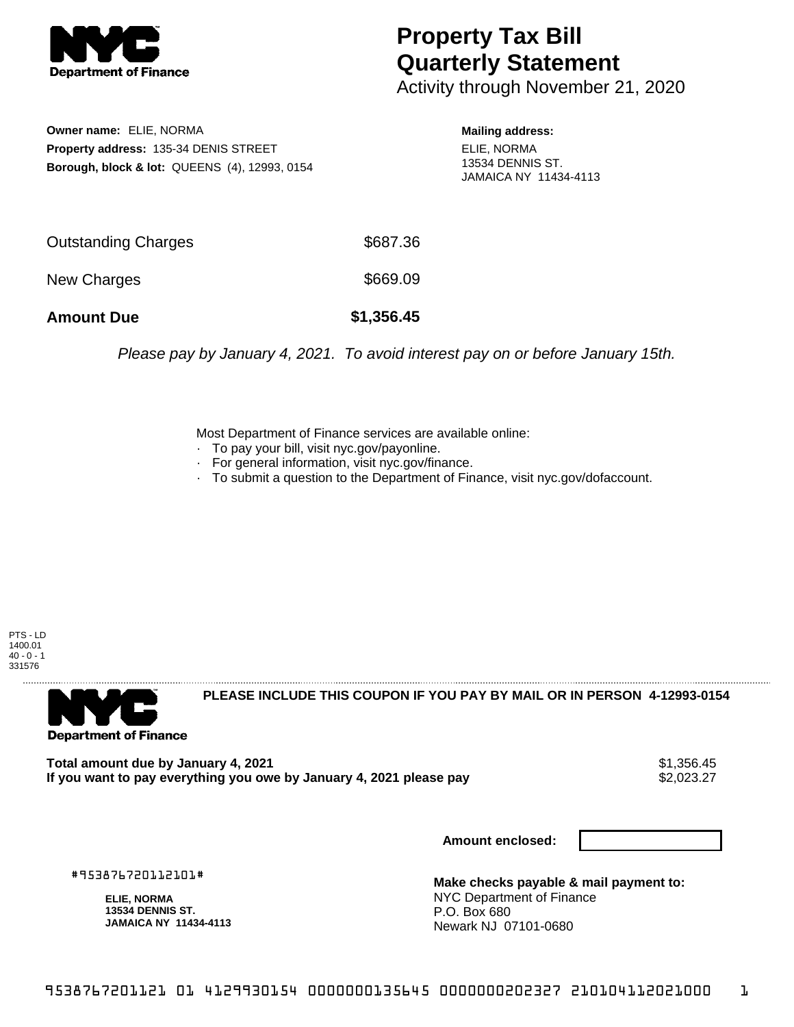**Department of Finance**

# Property Tax Bill
# Quarterly Statement
Activity through November 21, 2020

**Owner name:** ELIE, NORMA
**Property address:** 135-34 DENIS STREET
**Borough, block & lot:** QUEENS (4), 12993, 0154

**Mailing address:**
ELIE, NORMA
13534 DENNIS ST.
JAMAICA NY 11434-4113

| | |
|---|---|
| Outstanding Charges | $687.36 |
| New Charges | $669.09 |
| **Amount Due** | **$1,356.45** |

*Please pay by January 4, 2021. To avoid interest pay on or before January 15th.*

Most Department of Finance services are available online:
- To pay your bill, visit nyc.gov/payonline.
- For general information, visit nyc.gov/finance.
- To submit a question to the Department of Finance, visit nyc.gov/dofaccount.

PTS - LD
1400.01
40 - 0 - 1
331576

**Department of Finance**

**PLEASE INCLUDE THIS COUPON IF YOU PAY BY MAIL OR IN PERSON 4-12993-0154**

| | |
|---|---|
| **Total amount due by January 4, 2021** | $1,356.45 |
| **If you want to pay everything you owe by January 4, 2021 please pay** | $2,023.27 |

**Amount enclosed:**

#953876720112101#

**ELIE, NORMA**
**13534 DENNIS ST.**
**JAMAICA NY 11434-4113**

**Make checks payable & mail payment to:**
NYC Department of Finance
P.O. Box 680
Newark NJ 07101-0680

9538767201121 01 4129930154 0000000135645 0000000202327 210104112021000 1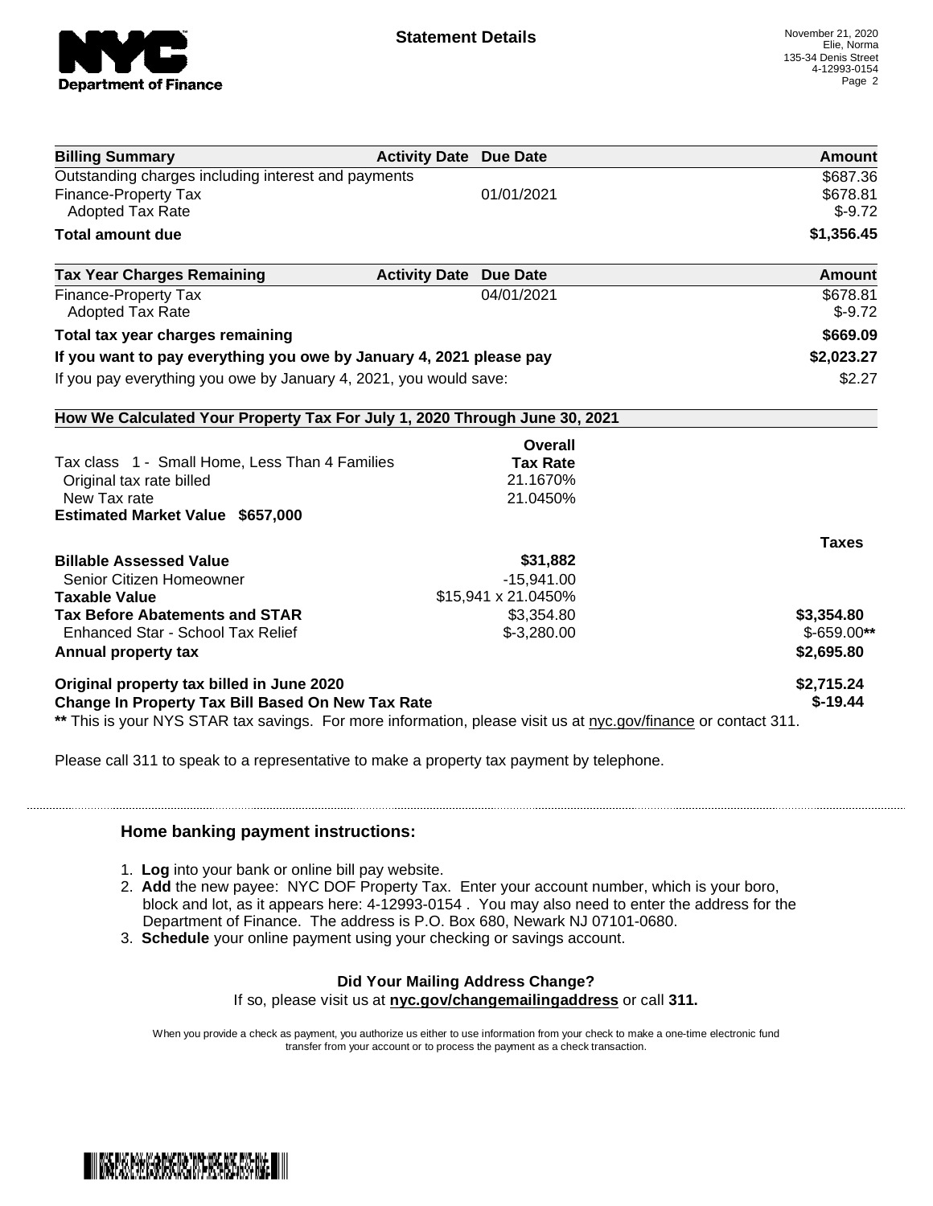# Statement Details

November 21, 2020
Elie, Norma
135-34 Denis Street
4-12993-0154

| Billing Summary | Activity Date | Due Date | Amount |
|---|---|---|---|
| Outstanding charges including interest and payments | | | $687.36 |
| Finance-Property Tax | | 01/01/2021 | $678.81 |
| Adopted Tax Rate | | | $-9.72 |
| **Total amount due** | | | **$1,356.45** |

| Tax Year Charges Remaining | Activity Date | Due Date | Amount |
|---|---|---|---|
| Finance-Property Tax | | 04/01/2021 | $678.81 |
| Adopted Tax Rate | | | $-9.72 |
| **Total tax year charges remaining** | | | **$669.09** |
| **If you want to pay everything you owe by January 4, 2021 please pay** | | | **$2,023.27** |
| If you pay everything you owe by January 4, 2021, you would save: | | | $2.27 |

## How We Calculated Your Property Tax For July 1, 2020 Through June 30, 2021

| | Overall Tax Rate | Taxes |
|---|---|---|
| Tax class 1 - Small Home, Less Than 4 Families | | |
| Original tax rate billed | 21.1670% | |
| New Tax rate | 21.0450% | |
| **Estimated Market Value $657,000** | | |
| **Billable Assessed Value** | **$31,882** | |
| Senior Citizen Homeowner | -15,941.00 | |
| **Taxable Value** | $15,941 x 21.0450% | |
| **Tax Before Abatements and STAR** | $3,354.80 | **$3,354.80** |
| Enhanced Star - School Tax Relief | $-3,280.00 | $-659.00** |
| **Annual property tax** | | **$2,695.80** |
| **Original property tax billed in June 2020** | | **$2,715.24** |
| **Change In Property Tax Bill Based On New Tax Rate** | | **$-19.44** |

** This is your NYS STAR tax savings. For more information, please visit us at nyc.gov/finance or contact 311.

Please call 311 to speak to a representative to make a property tax payment by telephone.

### Home banking payment instructions:

1. **Log** into your bank or online bill pay website.
2. **Add** the new payee: NYC DOF Property Tax. Enter your account number, which is your boro, block and lot, as it appears here: 4-12993-0154 . You may also need to enter the address for the Department of Finance. The address is P.O. Box 680, Newark NJ 07101-0680.
3. **Schedule** your online payment using your checking or savings account.

**Did Your Mailing Address Change?**
If so, please visit us at **nyc.gov/changemailingaddress** or call **311.**

When you provide a check as payment, you authorize us either to use information from your check to make a one-time electronic fund transfer from your account or to process the payment as a check transaction.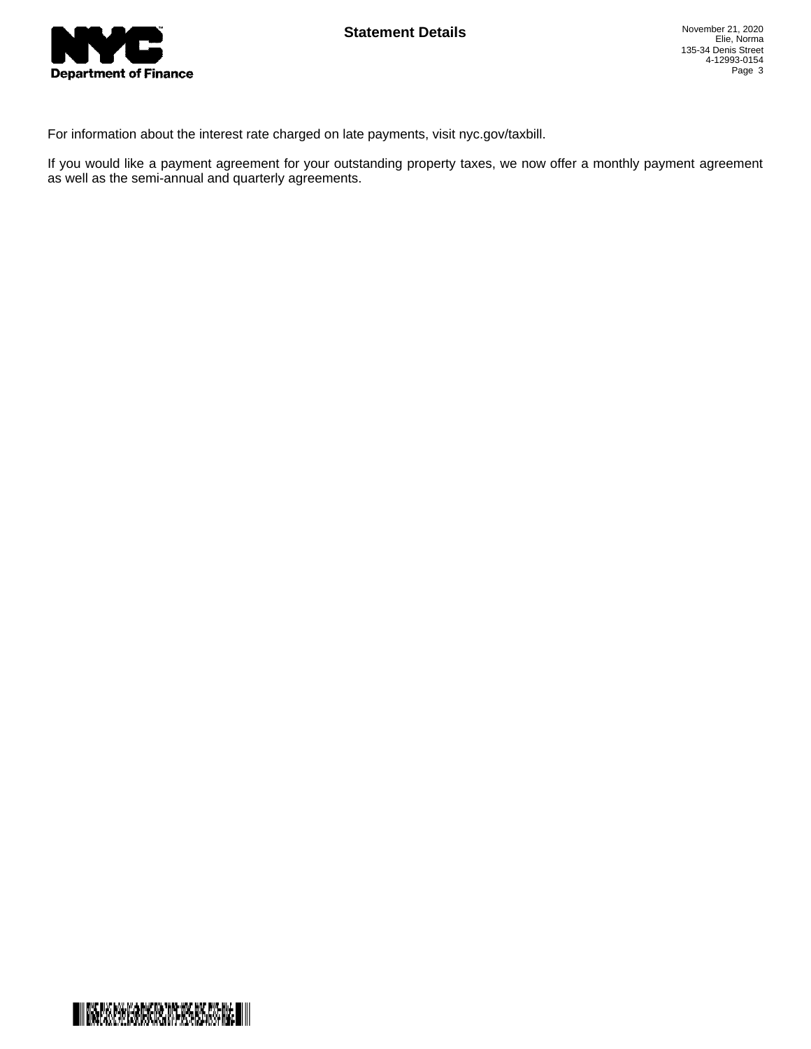For information about the interest rate charged on late payments, visit nyc.gov/taxbill.

If you would like a payment agreement for your outstanding property taxes, we now offer a monthly payment agreement as well as the semi-annual and quarterly agreements.